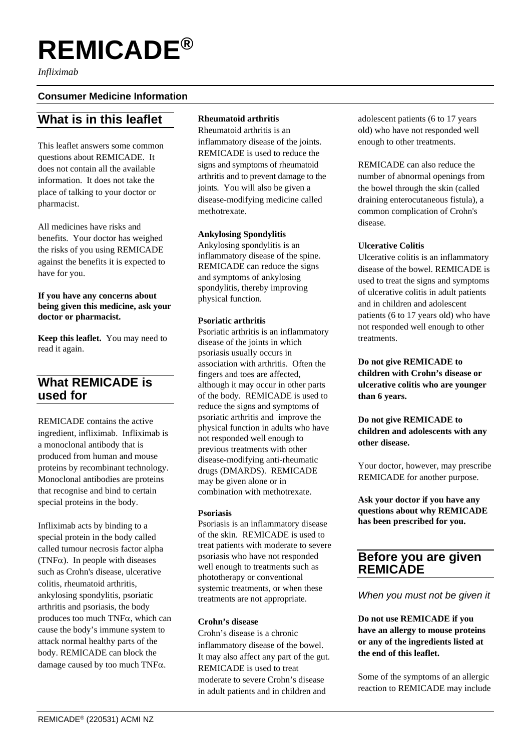# REMICADE®

*Infliximab*

### Consumer Medicine Information

## What is in this leaflet

This leaflet answers some common questions about REMICADE. It does not contain all the available information. It does not take the place of talking to your doctor or pharmacist.

All medicines have risks and benefits. Your doctor has weighed the risks of you using REMICADE against the benefits it is expected to have for you.

**If you have any concerns about being given this medicine, ask your doctor or pharmacist.**

**Keep this leaflet.** You may need to read it again.

## What REMICADE is used for

REMICADE contains the active ingredient, infliximab. Infliximab is a monoclonal antibody that is produced from human and mouse proteins by recombinant technology. Monoclonal antibodies are proteins that recognise and bind to certain special proteins in the body.

Infliximab acts by binding to a special protein in the body called called tumour necrosis factor alpha (TNF$\alpha$). In people with diseases such as Crohn's disease, ulcerative colitis, rheumatoid arthritis, ankylosing spondylitis, psoriatic arthritis and psoriasis, the body produces too much TNF$\alpha$, which can cause the body's immune system to attack normal healthy parts of the body. REMICADE can block the damage caused by too much TNF$\alpha$.

**Rheumatoid arthritis**

Rheumatoid arthritis is an inflammatory disease of the joints. REMICADE is used to reduce the signs and symptoms of rheumatoid arthritis and to prevent damage to the joints. You will also be given a disease-modifying medicine called methotrexate.

**Ankylosing Spondylitis**

Ankylosing spondylitis is an inflammatory disease of the spine. REMICADE can reduce the signs and symptoms of ankylosing spondylitis, thereby improving physical function.

**Psoriatic arthritis**

Psoriatic arthritis is an inflammatory disease of the joints in which psoriasis usually occurs in association with arthritis. Often the fingers and toes are affected, although it may occur in other parts of the body. REMICADE is used to reduce the signs and symptoms of psoriatic arthritis and improve the physical function in adults who have not responded well enough to previous treatments with other disease-modifying anti-rheumatic drugs (DMARDS). REMICADE may be given alone or in combination with methotrexate.

**Psoriasis**

Psoriasis is an inflammatory disease of the skin. REMICADE is used to treat patients with moderate to severe psoriasis who have not responded well enough to treatments such as phototherapy or conventional systemic treatments, or when these treatments are not appropriate.

**Crohn's disease**

Crohn's disease is a chronic inflammatory disease of the bowel. It may also affect any part of the gut. REMICADE is used to treat moderate to severe Crohn's disease in adult patients and in children and adolescent patients (6 to 17 years old) who have not responded well enough to other treatments.

REMICADE can also reduce the number of abnormal openings from the bowel through the skin (called draining enterocutaneous fistula), a common complication of Crohn's disease.

**Ulcerative Colitis**

Ulcerative colitis is an inflammatory disease of the bowel. REMICADE is used to treat the signs and symptoms of ulcerative colitis in adult patients and in children and adolescent patients (6 to 17 years old) who have not responded well enough to other treatments.

**Do not give REMICADE to children with Crohn's disease or ulcerative colitis who are younger than 6 years.**

**Do not give REMICADE to children and adolescents with any other disease.**

Your doctor, however, may prescribe REMICADE for another purpose.

**Ask your doctor if you have any questions about why REMICADE has been prescribed for you.**

## Before you are given REMICADE

*When you must not be given it*

**Do not use REMICADE if you have an allergy to mouse proteins or any of the ingredients listed at the end of this leaflet.**

Some of the symptoms of an allergic reaction to REMICADE may include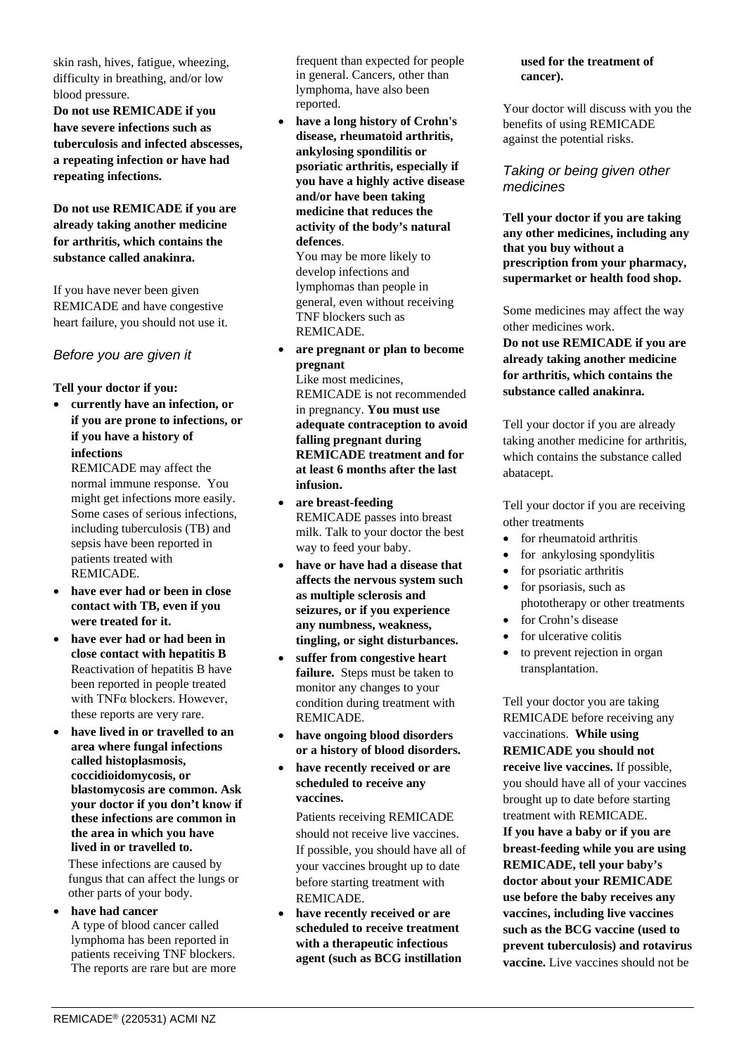skin rash, hives, fatigue, wheezing, difficulty in breathing, and/or low blood pressure.

**Do not use REMICADE if you have severe infections such as tuberculosis and infected abscesses, a repeating infection or have had repeating infections.**

**Do not use REMICADE if you are already taking another medicine for arthritis, which contains the substance called anakinra.**

If you have never been given REMICADE and have congestive heart failure, you should not use it.

### *Before you are given it*

**Tell your doctor if you:**

- **currently have an infection, or if you are prone to infections, or if you have a history of infections**
  REMICADE may affect the normal immune response. You might get infections more easily. Some cases of serious infections, including tuberculosis (TB) and sepsis have been reported in patients treated with REMICADE.
- **have ever had or been in close contact with TB, even if you were treated for it.**
- **have ever had or had been in close contact with hepatitis B**
  Reactivation of hepatitis B have been reported in people treated with TNFα blockers. However, these reports are very rare.
- **have lived in or travelled to an area where fungal infections called histoplasmosis, coccidioidomycosis, or blastomycosis are common. Ask your doctor if you don't know if these infections are common in the area in which you have lived in or travelled to.**
  These infections are caused by fungus that can affect the lungs or other parts of your body.
- **have had cancer**
  A type of blood cancer called lymphoma has been reported in patients receiving TNF blockers. The reports are rare but are more frequent than expected for people in general. Cancers, other than lymphoma, have also been reported.
- **have a long history of Crohn's disease, rheumatoid arthritis, ankylosing spondilitis or psoriatic arthritis, especially if you have a highly active disease and/or have been taking medicine that reduces the activity of the body's natural defences**.
  You may be more likely to develop infections and lymphomas than people in general, even without receiving TNF blockers such as REMICADE.
- **are pregnant or plan to become pregnant**
  Like most medicines, REMICADE is not recommended in pregnancy. **You must use adequate contraception to avoid falling pregnant during REMICADE treatment and for at least 6 months after the last infusion.**
- **are breast-feeding**
  REMICADE passes into breast milk. Talk to your doctor the best way to feed your baby.
- **have or have had a disease that affects the nervous system such as multiple sclerosis and seizures, or if you experience any numbness, weakness, tingling, or sight disturbances.**
- **suffer from congestive heart failure.** Steps must be taken to monitor any changes to your condition during treatment with REMICADE.
- **have ongoing blood disorders or a history of blood disorders.**
- **have recently received or are scheduled to receive any vaccines.**

  Patients receiving REMICADE should not receive live vaccines. If possible, you should have all of your vaccines brought up to date before starting treatment with REMICADE.
- **have recently received or are scheduled to receive treatment with a therapeutic infectious agent (such as BCG instillation used for the treatment of cancer).**

Your doctor will discuss with you the benefits of using REMICADE against the potential risks.

### *Taking or being given other medicines*

**Tell your doctor if you are taking any other medicines, including any that you buy without a prescription from your pharmacy, supermarket or health food shop.**

Some medicines may affect the way other medicines work.

**Do not use REMICADE if you are already taking another medicine for arthritis, which contains the substance called anakinra.**

Tell your doctor if you are already taking another medicine for arthritis, which contains the substance called abatacept.

Tell your doctor if you are receiving other treatments

- for rheumatoid arthritis
- for ankylosing spondylitis
- for psoriatic arthritis
- for psoriasis, such as phototherapy or other treatments
- for Crohn's disease
- for ulcerative colitis
- to prevent rejection in organ transplantation.

Tell your doctor you are taking REMICADE before receiving any vaccinations. **While using REMICADE you should not receive live vaccines.** If possible, you should have all of your vaccines brought up to date before starting treatment with REMICADE.

**If you have a baby or if you are breast-feeding while you are using REMICADE, tell your baby's doctor about your REMICADE use before the baby receives any vaccines, including live vaccines such as the BCG vaccine (used to prevent tuberculosis) and rotavirus vaccine.** Live vaccines should not be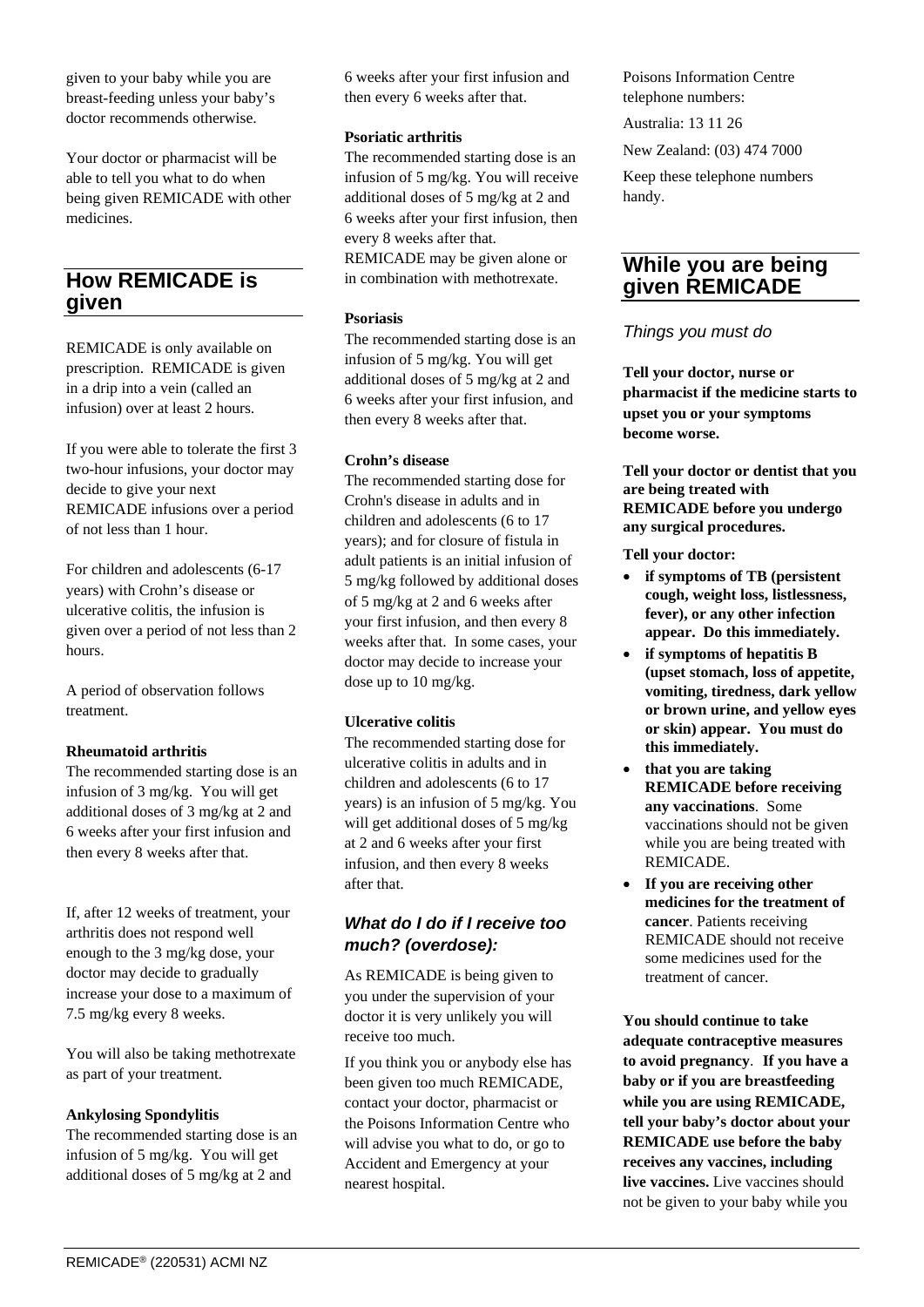given to your baby while you are breast-feeding unless your baby's doctor recommends otherwise.

Your doctor or pharmacist will be able to tell you what to do when being given REMICADE with other medicines.

## How REMICADE is given

REMICADE is only available on prescription. REMICADE is given in a drip into a vein (called an infusion) over at least 2 hours.

If you were able to tolerate the first 3 two-hour infusions, your doctor may decide to give your next REMICADE infusions over a period of not less than 1 hour.

For children and adolescents (6-17 years) with Crohn's disease or ulcerative colitis, the infusion is given over a period of not less than 2 hours.

A period of observation follows treatment.

**Rheumatoid arthritis**

The recommended starting dose is an infusion of 3 mg/kg. You will get additional doses of 3 mg/kg at 2 and 6 weeks after your first infusion and then every 8 weeks after that.

If, after 12 weeks of treatment, your arthritis does not respond well enough to the 3 mg/kg dose, your doctor may decide to gradually increase your dose to a maximum of 7.5 mg/kg every 8 weeks.

You will also be taking methotrexate as part of your treatment.

**Ankylosing Spondylitis**

The recommended starting dose is an infusion of 5 mg/kg. You will get additional doses of 5 mg/kg at 2 and 6 weeks after your first infusion and then every 6 weeks after that.

**Psoriatic arthritis**

The recommended starting dose is an infusion of 5 mg/kg. You will receive additional doses of 5 mg/kg at 2 and 6 weeks after your first infusion, then every 8 weeks after that. REMICADE may be given alone or in combination with methotrexate.

**Psoriasis**

The recommended starting dose is an infusion of 5 mg/kg. You will get additional doses of 5 mg/kg at 2 and 6 weeks after your first infusion, and then every 8 weeks after that.

**Crohn's disease**

The recommended starting dose for Crohn's disease in adults and in children and adolescents (6 to 17 years); and for closure of fistula in adult patients is an initial infusion of 5 mg/kg followed by additional doses of 5 mg/kg at 2 and 6 weeks after your first infusion, and then every 8 weeks after that. In some cases, your doctor may decide to increase your dose up to 10 mg/kg.

**Ulcerative colitis**

The recommended starting dose for ulcerative colitis in adults and in children and adolescents (6 to 17 years) is an infusion of 5 mg/kg. You will get additional doses of 5 mg/kg at 2 and 6 weeks after your first infusion, and then every 8 weeks after that.

### *What do I do if I receive too much? (overdose):*

As REMICADE is being given to you under the supervision of your doctor it is very unlikely you will receive too much.

If you think you or anybody else has been given too much REMICADE, contact your doctor, pharmacist or the Poisons Information Centre who will advise you what to do, or go to Accident and Emergency at your nearest hospital.

Poisons Information Centre telephone numbers:

Australia: 13 11 26

New Zealand: (03) 474 7000

Keep these telephone numbers handy.

## While you are being given REMICADE

### *Things you must do*

**Tell your doctor, nurse or pharmacist if the medicine starts to upset you or your symptoms become worse.**

**Tell your doctor or dentist that you are being treated with REMICADE before you undergo any surgical procedures.**

**Tell your doctor:**

- **if symptoms of TB (persistent cough, weight loss, listlessness, fever), or any other infection appear. Do this immediately.**
- **if symptoms of hepatitis B (upset stomach, loss of appetite, vomiting, tiredness, dark yellow or brown urine, and yellow eyes or skin) appear. You must do this immediately.**
- **that you are taking REMICADE before receiving any vaccinations**. Some vaccinations should not be given while you are being treated with REMICADE.
- **If you are receiving other medicines for the treatment of cancer**. Patients receiving REMICADE should not receive some medicines used for the treatment of cancer.

**You should continue to take adequate contraceptive measures to avoid pregnancy**. **If you have a baby or if you are breastfeeding while you are using REMICADE, tell your baby's doctor about your REMICADE use before the baby receives any vaccines, including live vaccines.** Live vaccines should not be given to your baby while you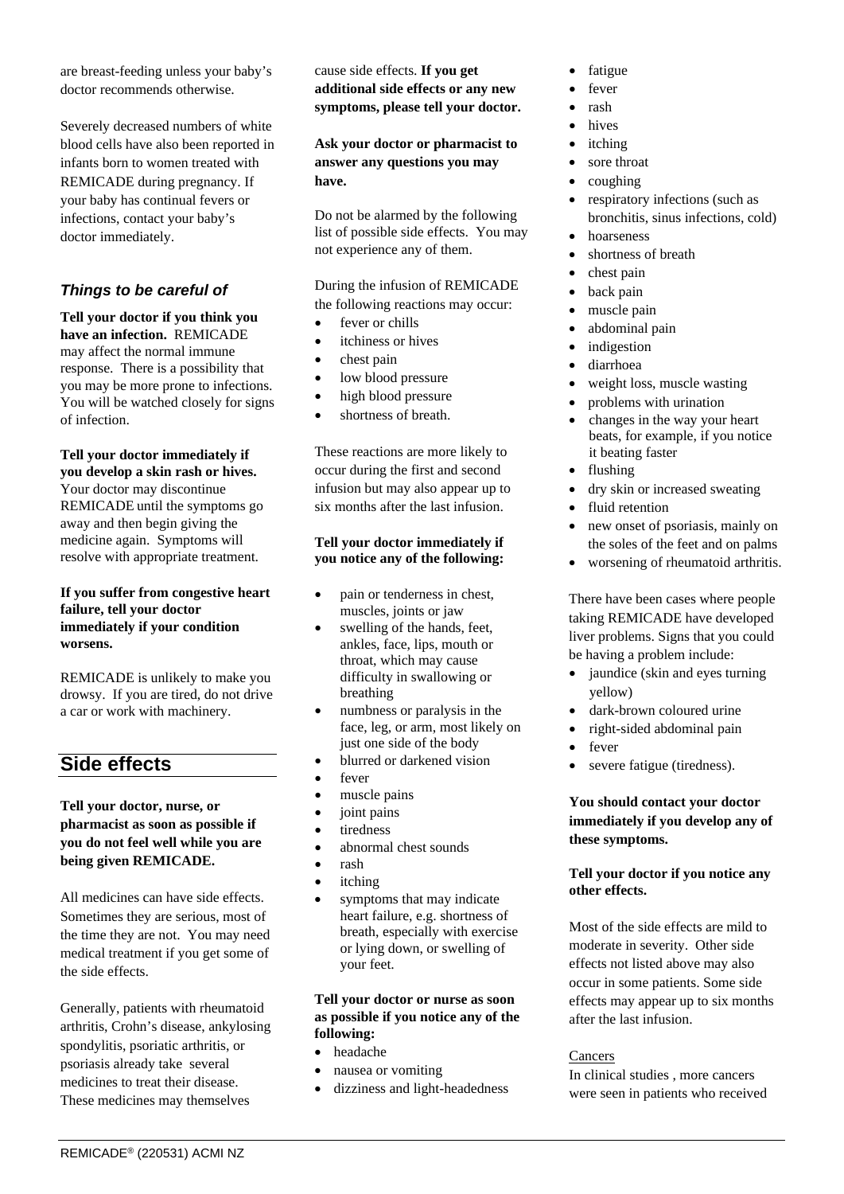are breast-feeding unless your baby's doctor recommends otherwise.

Severely decreased numbers of white blood cells have also been reported in infants born to women treated with REMICADE during pregnancy. If your baby has continual fevers or infections, contact your baby's doctor immediately.

### *Things to be careful of*

**Tell your doctor if you think you have an infection.** REMICADE may affect the normal immune response. There is a possibility that you may be more prone to infections. You will be watched closely for signs of infection.

**Tell your doctor immediately if you develop a skin rash or hives.** Your doctor may discontinue REMICADE until the symptoms go away and then begin giving the medicine again. Symptoms will resolve with appropriate treatment.

**If you suffer from congestive heart failure, tell your doctor immediately if your condition worsens.**

REMICADE is unlikely to make you drowsy. If you are tired, do not drive a car or work with machinery.

## Side effects

**Tell your doctor, nurse, or pharmacist as soon as possible if you do not feel well while you are being given REMICADE.**

All medicines can have side effects. Sometimes they are serious, most of the time they are not. You may need medical treatment if you get some of the side effects.

Generally, patients with rheumatoid arthritis, Crohn's disease, ankylosing spondylitis, psoriatic arthritis, or psoriasis already take several medicines to treat their disease. These medicines may themselves cause side effects. **If you get additional side effects or any new symptoms, please tell your doctor.**

**Ask your doctor or pharmacist to answer any questions you may have.**

Do not be alarmed by the following list of possible side effects. You may not experience any of them.

During the infusion of REMICADE the following reactions may occur:

- fever or chills
- itchiness or hives
- chest pain
- low blood pressure
- high blood pressure
- shortness of breath.

These reactions are more likely to occur during the first and second infusion but may also appear up to six months after the last infusion.

**Tell your doctor immediately if you notice any of the following:**

- pain or tenderness in chest, muscles, joints or jaw
- swelling of the hands, feet, ankles, face, lips, mouth or throat, which may cause difficulty in swallowing or breathing
- numbness or paralysis in the face, leg, or arm, most likely on just one side of the body
- blurred or darkened vision
- fever
- muscle pains
- joint pains
- tiredness
- abnormal chest sounds
- rash
- itching
- symptoms that may indicate heart failure, e.g. shortness of breath, especially with exercise or lying down, or swelling of your feet.

**Tell your doctor or nurse as soon as possible if you notice any of the following:**

- headache
- nausea or vomiting
- dizziness and light-headedness
- fatigue
- fever
- rash
- hives
- itching
- sore throat
- coughing
- respiratory infections (such as bronchitis, sinus infections, cold)
- hoarseness
- shortness of breath
- chest pain
- back pain
- muscle pain
- abdominal pain
- indigestion
- diarrhoea
- weight loss, muscle wasting
- problems with urination
- changes in the way your heart beats, for example, if you notice it beating faster
- flushing
- dry skin or increased sweating
- fluid retention
- new onset of psoriasis, mainly on the soles of the feet and on palms
- worsening of rheumatoid arthritis.

There have been cases where people taking REMICADE have developed liver problems. Signs that you could be having a problem include:

- jaundice (skin and eyes turning yellow)
- dark-brown coloured urine
- right-sided abdominal pain
- fever
- severe fatigue (tiredness).

**You should contact your doctor immediately if you develop any of these symptoms.**

**Tell your doctor if you notice any other effects.**

Most of the side effects are mild to moderate in severity. Other side effects not listed above may also occur in some patients. Some side effects may appear up to six months after the last infusion.

Cancers

In clinical studies , more cancers were seen in patients who received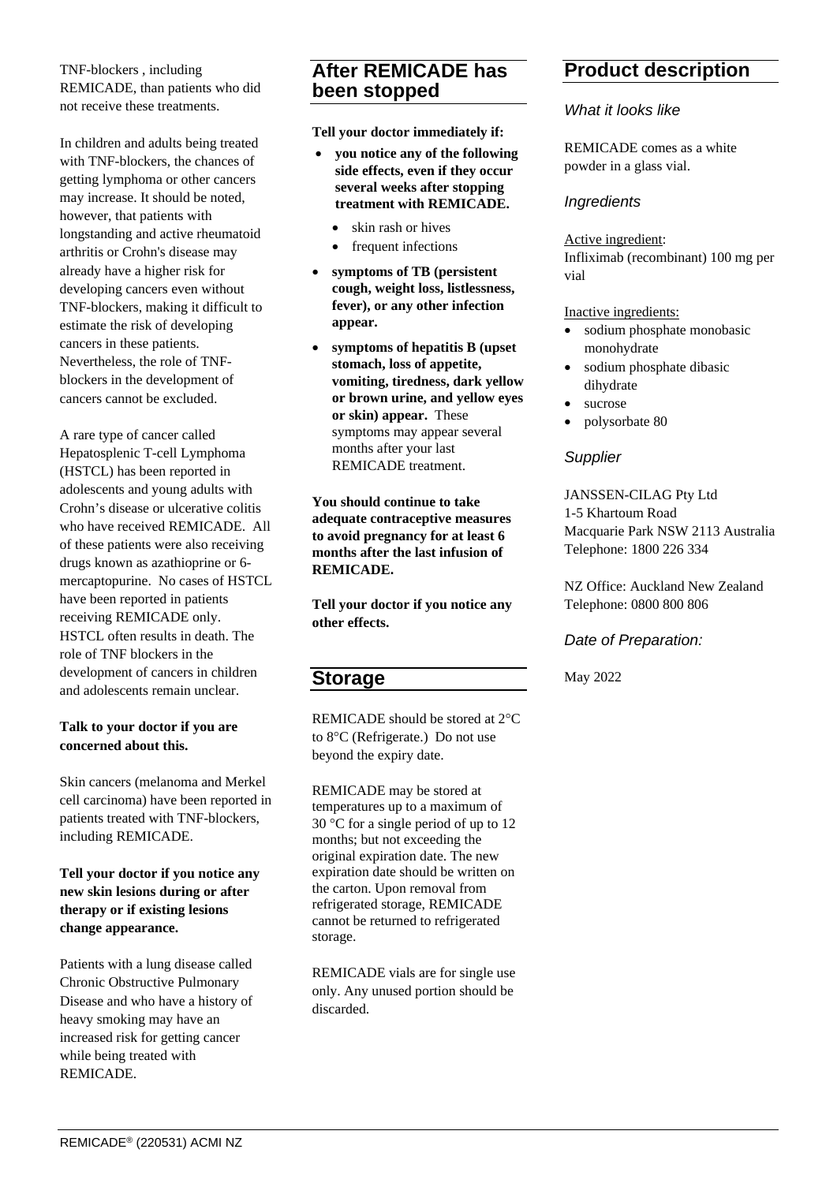TNF-blockers , including REMICADE, than patients who did not receive these treatments.

In children and adults being treated with TNF-blockers, the chances of getting lymphoma or other cancers may increase. It should be noted, however, that patients with longstanding and active rheumatoid arthritis or Crohn's disease may already have a higher risk for developing cancers even without TNF-blockers, making it difficult to estimate the risk of developing cancers in these patients. Nevertheless, the role of TNF-blockers in the development of cancers cannot be excluded.

A rare type of cancer called Hepatosplenic T-cell Lymphoma (HSTCL) has been reported in adolescents and young adults with Crohn's disease or ulcerative colitis who have received REMICADE. All of these patients were also receiving drugs known as azathioprine or 6-mercaptopurine. No cases of HSTCL have been reported in patients receiving REMICADE only. HSTCL often results in death. The role of TNF blockers in the development of cancers in children and adolescents remain unclear.

**Talk to your doctor if you are concerned about this.**

Skin cancers (melanoma and Merkel cell carcinoma) have been reported in patients treated with TNF-blockers, including REMICADE.

**Tell your doctor if you notice any new skin lesions during or after therapy or if existing lesions change appearance.**

Patients with a lung disease called Chronic Obstructive Pulmonary Disease and who have a history of heavy smoking may have an increased risk for getting cancer while being treated with REMICADE.

## After REMICADE has been stopped

**Tell your doctor immediately if:**

- **you notice any of the following side effects, even if they occur several weeks after stopping treatment with REMICADE.**
  - skin rash or hives
  - frequent infections
- **symptoms of TB (persistent cough, weight loss, listlessness, fever), or any other infection appear.**
- **symptoms of hepatitis B (upset stomach, loss of appetite, vomiting, tiredness, dark yellow or brown urine, and yellow eyes or skin) appear.** These symptoms may appear several months after your last REMICADE treatment.

**You should continue to take adequate contraceptive measures to avoid pregnancy for at least 6 months after the last infusion of REMICADE.**

**Tell your doctor if you notice any other effects.**

## Storage

REMICADE should be stored at 2°C to 8°C (Refrigerate.) Do not use beyond the expiry date.

REMICADE may be stored at temperatures up to a maximum of 30 °C for a single period of up to 12 months; but not exceeding the original expiration date. The new expiration date should be written on the carton. Upon removal from refrigerated storage, REMICADE cannot be returned to refrigerated storage.

REMICADE vials are for single use only. Any unused portion should be discarded.

## Product description

### *What it looks like*

REMICADE comes as a white powder in a glass vial.

### *Ingredients*

Active ingredient:
Infliximab (recombinant) 100 mg per vial

Inactive ingredients:

- sodium phosphate monobasic monohydrate
- sodium phosphate dibasic dihydrate
- sucrose
- polysorbate 80

### *Supplier*

JANSSEN-CILAG Pty Ltd
1-5 Khartoum Road
Macquarie Park NSW 2113 Australia
Telephone: 1800 226 334

NZ Office: Auckland New Zealand
Telephone: 0800 800 806

### *Date of Preparation:*

May 2022